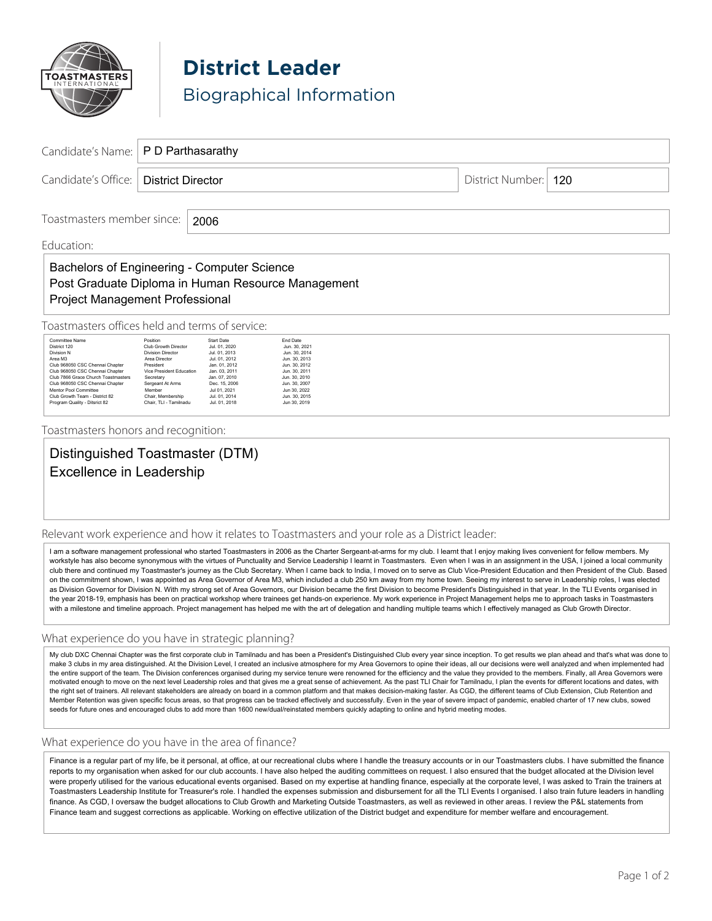# District Leader

## Biographical Information

Candidate's Name: P D Parthasarathy

Candidate's Office: District Director

District Number: 120

Toastmasters member since: 2006

Education:

Bachelors of Engineering - Computer Science
Post Graduate Diploma in Human Resource Management
Project Management Professional

Toastmasters offices held and terms of service:

| Committee Name | Position | Start Date | End Date |
|---|---|---|---|
| District 120 | Club Growth Director | Jul. 01, 2020 | Jun. 30, 2021 |
| Division N | Division Director | Jul. 01, 2013 | Jun. 30, 2014 |
| Area M3 | Area Director | Jul. 01, 2012 | Jun. 30, 2013 |
| Club 968050 CSC Chennai Chapter | President | Jan. 01, 2012 | Jun. 30, 2012 |
| Club 968050 CSC Chennai Chapter | Vice President Education | Jan. 03, 2011 | Jun. 30, 2011 |
| Club 7866 Grace Church Toastmasters | Secretary | Jan. 07, 2010 | Jun. 30, 2010 |
| Club 968050 CSC Chennai Chapter | Sergeant At Arms | Dec. 15, 2006 | Jun. 30, 2007 |
| Mentor Pool Committee | Member | Jul 01, 2021 | Jun 30, 2022 |
| Club Growth Team - District 82 | Chair, Membership | Jul. 01, 2014 | Jun. 30, 2015 |
| Program Quality - Ditsrict 82 | Chair, TLI - Tamilnadu | Jul. 01, 2018 | Jun 30, 2019 |

Toastmasters honors and recognition:

Distinguished Toastmaster (DTM)
Excellence in Leadership

Relevant work experience and how it relates to Toastmasters and your role as a District leader:

I am a software management professional who started Toastmasters in 2006 as the Charter Sergeant-at-arms for my club. I learnt that I enjoy making lives convenient for fellow members. My workstyle has also become synonymous with the virtues of Punctuality and Service Leadership I learnt in Toastmasters. Even when I was in an assignment in the USA, I joined a local community club there and continued my Toastmaster's journey as the Club Secretary. When I came back to India, I moved on to serve as Club Vice-President Education and then President of the Club. Based on the commitment shown, I was appointed as Area Governor of Area M3, which included a club 250 km away from my home town. Seeing my interest to serve in Leadership roles, I was elected as Division Governor for Division N. With my strong set of Area Governors, our Division became the first Division to become President's Distinguished in that year. In the TLI Events organised in the year 2018-19, emphasis has been on practical workshop where trainees get hands-on experience. My work experience in Project Management helps me to approach tasks in Toastmasters with a milestone and timeline approach. Project management has helped me with the art of delegation and handling multiple teams which I effectively managed as Club Growth Director.

What experience do you have in strategic planning?

My club DXC Chennai Chapter was the first corporate club in Tamilnadu and has been a President's Distinguished Club every year since inception. To get results we plan ahead and that's what was done to make 3 clubs in my area distinguished. At the Division Level, I created an inclusive atmosphere for my Area Governors to opine their ideas, all our decisions were well analyzed and when implemented had the entire support of the team. The Division conferences organised during my service tenure were renowned for the efficiency and the value they provided to the members. Finally, all Area Governors were motivated enough to move on the next level Leadership roles and that gives me a great sense of achievement. As the past TLI Chair for Tamilnadu, I plan the events for different locations and dates, with the right set of trainers. All relevant stakeholders are already on board in a common platform and that makes decision-making faster. As CGD, the different teams of Club Extension, Club Retention and Member Retention was given specific focus areas, so that progress can be tracked effectively and successfully. Even in the year of severe impact of pandemic, enabled charter of 17 new clubs, sowed seeds for future ones and encouraged clubs to add more than 1600 new/dual/reinstated members quickly adapting to online and hybrid meeting modes.

What experience do you have in the area of finance?

Finance is a regular part of my life, be it personal, at office, at our recreational clubs where I handle the treasury accounts or in our Toastmasters clubs. I have submitted the finance reports to my organisation when asked for our club accounts. I have also helped the auditing committees on request. I also ensured that the budget allocated at the Division level were properly utilised for the various educational events organised. Based on my expertise at handling finance, especially at the corporate level, I was asked to Train the trainers at Toastmasters Leadership Institute for Treasurer's role. I handled the expenses submission and disbursement for all the TLI Events I organised. I also train future leaders in handling finance. As CGD, I oversaw the budget allocations to Club Growth and Marketing Outside Toastmasters, as well as reviewed in other areas. I review the P&L statements from Finance team and suggest corrections as applicable. Working on effective utilization of the District budget and expenditure for member welfare and encouragement.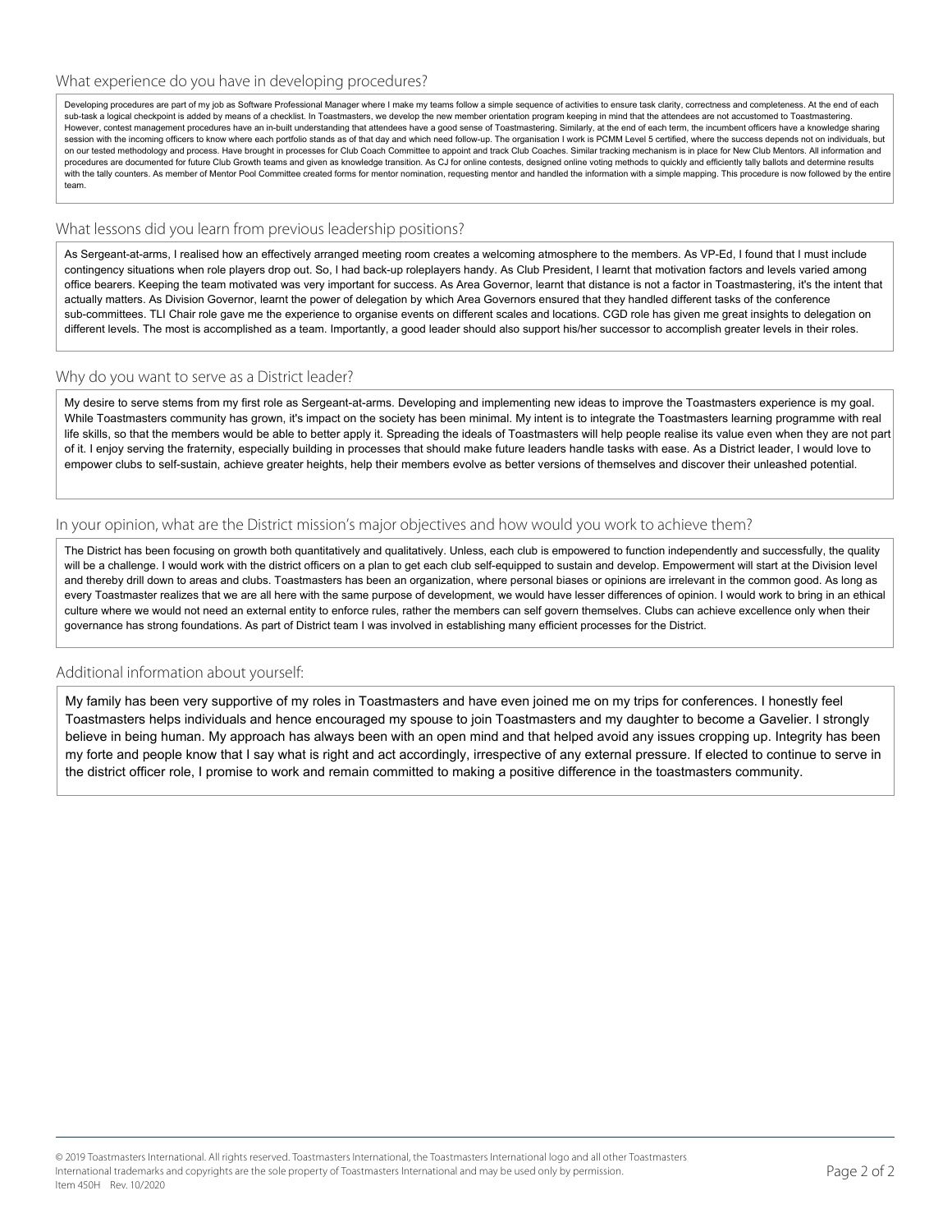## What experience do you have in developing procedures?

Developing procedures are part of my job as Software Professional Manager where I make my teams follow a simple sequence of activities to ensure task clarity, correctness and completeness. At the end of each sub-task a logical checkpoint is added by means of a checklist. In Toastmasters, we develop the new member orientation program keeping in mind that the attendees are not accustomed to Toastmastering. However, contest management procedures have an in-built understanding that attendees have a good sense of Toastmastering. Similarly, at the end of each term, the incumbent officers have a knowledge sharing session with the incoming officers to know where each portfolio stands as of that day and which need follow-up. The organisation I work is PCMM Level 5 certified, where the success depends not on individuals, but on our tested methodology and process. Have brought in processes for Club Coach Committee to appoint and track Club Coaches. Similar tracking mechanism is in place for New Club Mentors. All information and procedures are documented for future Club Growth teams and given as knowledge transition. As CJ for online contests, designed online voting methods to quickly and efficiently tally ballots and determine results with the tally counters. As member of Mentor Pool Committee created forms for mentor nomination, requesting mentor and handled the information with a simple mapping. This procedure is now followed by the entire team.

## What lessons did you learn from previous leadership positions?

As Sergeant-at-arms, I realised how an effectively arranged meeting room creates a welcoming atmosphere to the members. As VP-Ed, I found that I must include contingency situations when role players drop out. So, I had back-up roleplayers handy. As Club President, I learnt that motivation factors and levels varied among office bearers. Keeping the team motivated was very important for success. As Area Governor, learnt that distance is not a factor in Toastmastering, it's the intent that actually matters. As Division Governor, learnt the power of delegation by which Area Governors ensured that they handled different tasks of the conference sub-committees. TLI Chair role gave me the experience to organise events on different scales and locations. CGD role has given me great insights to delegation on different levels. The most is accomplished as a team. Importantly, a good leader should also support his/her successor to accomplish greater levels in their roles.

## Why do you want to serve as a District leader?

My desire to serve stems from my first role as Sergeant-at-arms. Developing and implementing new ideas to improve the Toastmasters experience is my goal. While Toastmasters community has grown, it's impact on the society has been minimal. My intent is to integrate the Toastmasters learning programme with real life skills, so that the members would be able to better apply it. Spreading the ideals of Toastmasters will help people realise its value even when they are not part of it. I enjoy serving the fraternity, especially building in processes that should make future leaders handle tasks with ease. As a District leader, I would love to empower clubs to self-sustain, achieve greater heights, help their members evolve as better versions of themselves and discover their unleashed potential.

## In your opinion, what are the District mission's major objectives and how would you work to achieve them?

The District has been focusing on growth both quantitatively and qualitatively. Unless, each club is empowered to function independently and successfully, the quality will be a challenge. I would work with the district officers on a plan to get each club self-equipped to sustain and develop. Empowerment will start at the Division level and thereby drill down to areas and clubs. Toastmasters has been an organization, where personal biases or opinions are irrelevant in the common good. As long as every Toastmaster realizes that we are all here with the same purpose of development, we would have lesser differences of opinion. I would work to bring in an ethical culture where we would not need an external entity to enforce rules, rather the members can self govern themselves. Clubs can achieve excellence only when their governance has strong foundations. As part of District team I was involved in establishing many efficient processes for the District.

## Additional information about yourself:

My family has been very supportive of my roles in Toastmasters and have even joined me on my trips for conferences. I honestly feel Toastmasters helps individuals and hence encouraged my spouse to join Toastmasters and my daughter to become a Gavelier. I strongly believe in being human. My approach has always been with an open mind and that helped avoid any issues cropping up. Integrity has been my forte and people know that I say what is right and act accordingly, irrespective of any external pressure. If elected to continue to serve in the district officer role, I promise to work and remain committed to making a positive difference in the toastmasters community.

© 2019 Toastmasters International. All rights reserved. Toastmasters International, the Toastmasters International logo and all other Toastmasters International trademarks and copyrights are the sole property of Toastmasters International and may be used only by permission.
Item 450H Rev. 10/2020